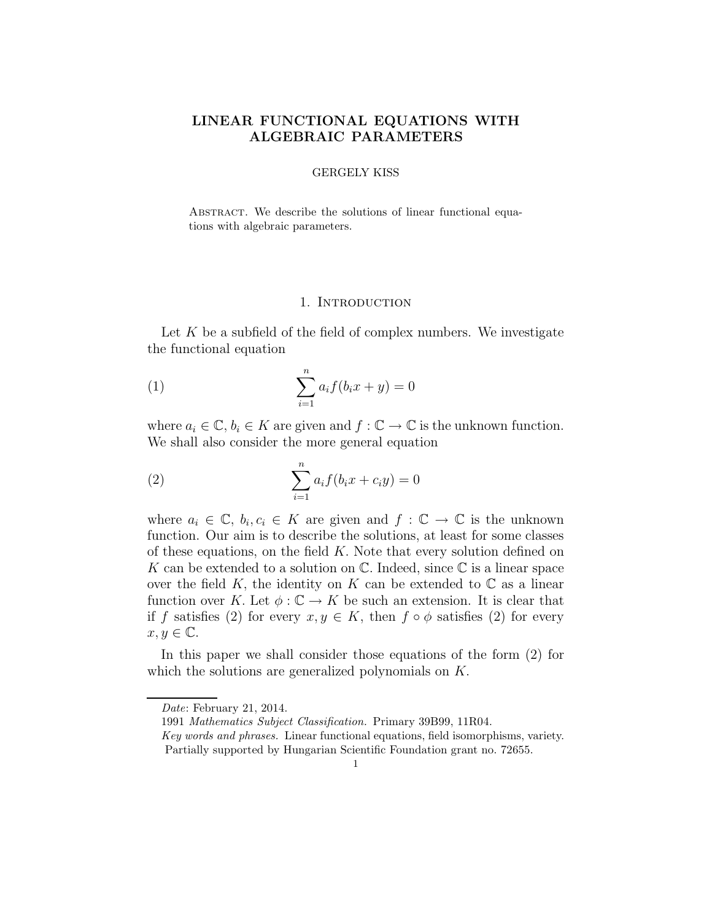# LINEAR FUNCTIONAL EQUATIONS WITH ALGEBRAIC PARAMETERS

GERGELY KISS

Abstract. We describe the solutions of linear functional equations with algebraic parameters.

## 1. Introduction

Let $K$ be a subfield of the field of complex numbers. We investigate the functional equation

$$\sum_{i=1}^{n} a_i f(b_i x + y) = 0 \tag{1}$$

where $a_i \in \mathbb{C}$, $b_i \in K$ are given and $f : \mathbb{C} \to \mathbb{C}$ is the unknown function. We shall also consider the more general equation

$$\sum_{i=1}^{n} a_i f(b_i x + c_i y) = 0 \tag{2}$$

where $a_i \in \mathbb{C}$, $b_i, c_i \in K$ are given and $f : \mathbb{C} \to \mathbb{C}$ is the unknown function. Our aim is to describe the solutions, at least for some classes of these equations, on the field $K$. Note that every solution defined on $K$ can be extended to a solution on $\mathbb{C}$. Indeed, since $\mathbb{C}$ is a linear space over the field $K$, the identity on $K$ can be extended to $\mathbb{C}$ as a linear function over $K$. Let $\phi : \mathbb{C} \to K$ be such an extension. It is clear that if $f$ satisfies (2) for every $x, y \in K$, then $f \circ \phi$ satisfies (2) for every $x, y \in \mathbb{C}$.

In this paper we shall consider those equations of the form (2) for which the solutions are generalized polynomials on $K$.

*Date*: February 21, 2014.

1991 *Mathematics Subject Classification.* Primary 39B99, 11R04.

*Key words and phrases.* Linear functional equations, field isomorphisms, variety.

Partially supported by Hungarian Scientific Foundation grant no. 72655.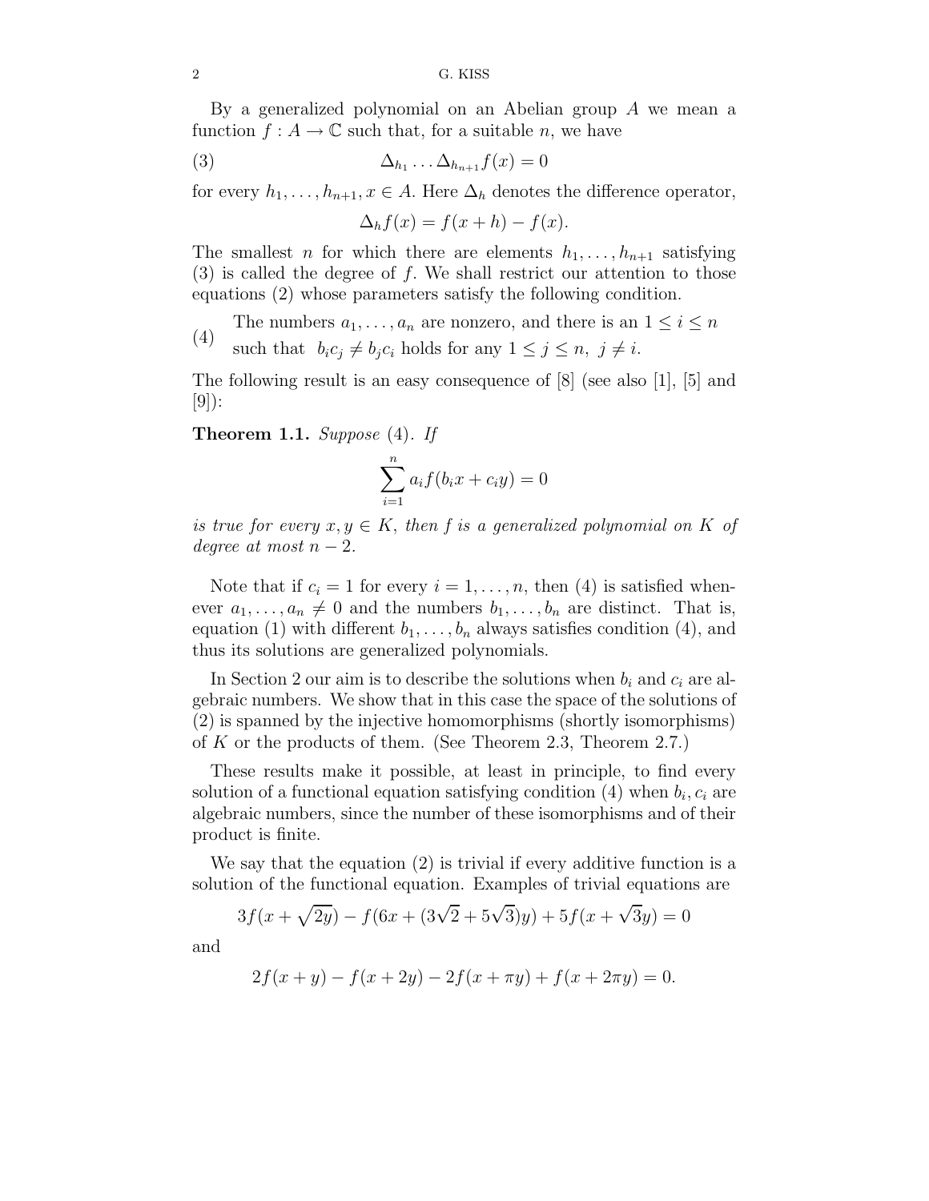By a generalized polynomial on an Abelian group $A$ we mean a function $f : A \to \mathbb{C}$ such that, for a suitable $n$, we have

$$\Delta_{h_1} \dots \Delta_{h_{n+1}} f(x) = 0 \tag{3}$$

for every $h_1, \dots, h_{n+1}, x \in A$. Here $\Delta_h$ denotes the difference operator,

$$\Delta_h f(x) = f(x+h) - f(x).$$

The smallest $n$ for which there are elements $h_1, \dots, h_{n+1}$ satisfying (3) is called the degree of $f$. We shall restrict our attention to those equations (2) whose parameters satisfy the following condition.

(4) The numbers $a_1, \dots, a_n$ are nonzero, and there is an $1 \le i \le n$ such that $b_i c_j \ne b_j c_i$ holds for any $1 \le j \le n,\ j \ne i$.

The following result is an easy consequence of [8] (see also [1], [5] and [9]):

**Theorem 1.1.** *Suppose* (4). *If*

$$\sum_{i=1}^{n} a_i f(b_i x + c_i y) = 0$$

*is true for every $x, y \in K$, then $f$ is a generalized polynomial on $K$ of degree at most $n-2$.*

Note that if $c_i = 1$ for every $i = 1, \dots, n$, then (4) is satisfied whenever $a_1, \dots, a_n \ne 0$ and the numbers $b_1, \dots, b_n$ are distinct. That is, equation (1) with different $b_1, \dots, b_n$ always satisfies condition (4), and thus its solutions are generalized polynomials.

In Section 2 our aim is to describe the solutions when $b_i$ and $c_i$ are algebraic numbers. We show that in this case the space of the solutions of (2) is spanned by the injective homomorphisms (shortly isomorphisms) of $K$ or the products of them. (See Theorem 2.3, Theorem 2.7.)

These results make it possible, at least in principle, to find every solution of a functional equation satisfying condition (4) when $b_i, c_i$ are algebraic numbers, since the number of these isomorphisms and of their product is finite.

We say that the equation (2) is trivial if every additive function is a solution of the functional equation. Examples of trivial equations are

$$3f(x + \sqrt{2y}) - f(6x + (3\sqrt{2} + 5\sqrt{3})y) + 5f(x + \sqrt{3}y) = 0$$

and

$$2f(x+y) - f(x+2y) - 2f(x+\pi y) + f(x+2\pi y) = 0.$$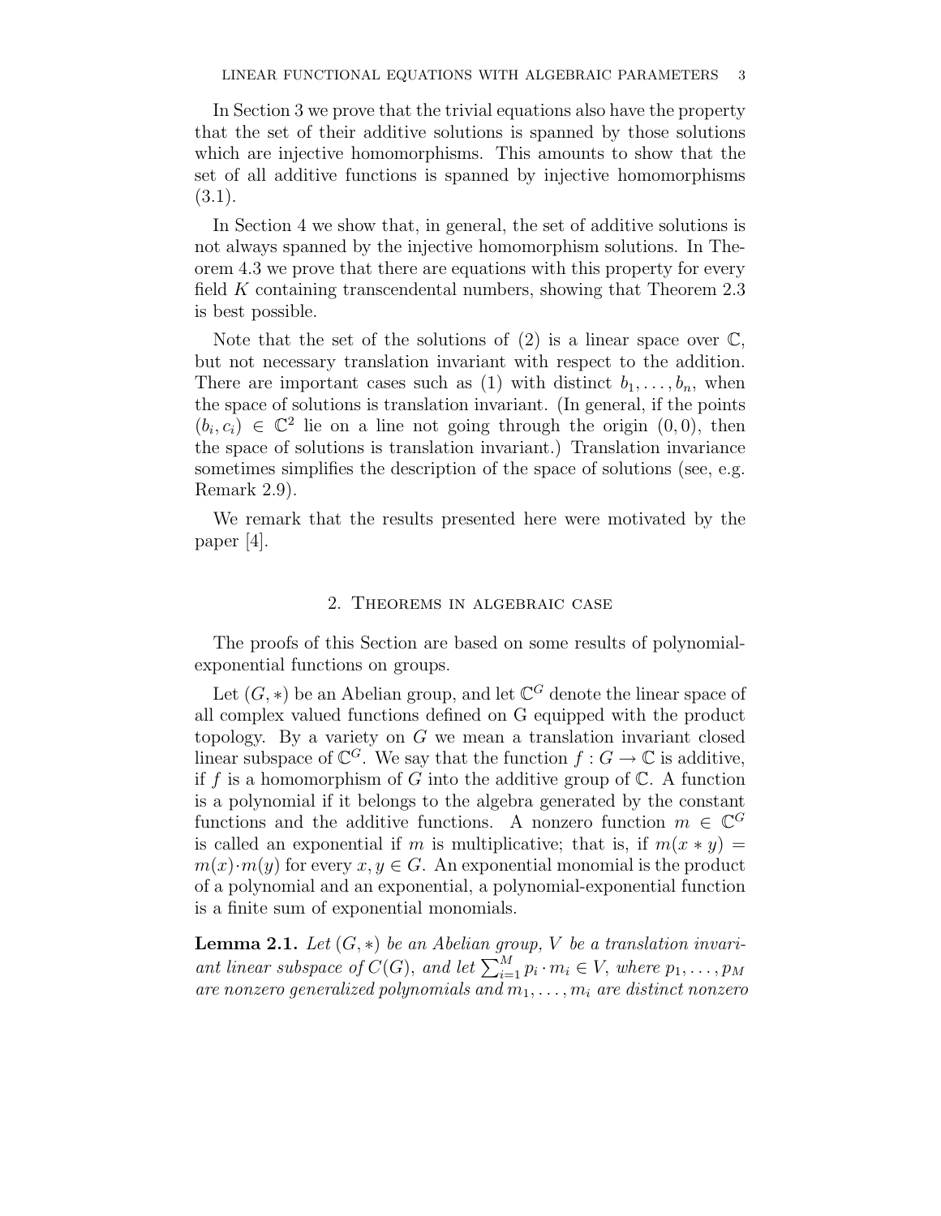In Section 3 we prove that the trivial equations also have the property that the set of their additive solutions is spanned by those solutions which are injective homomorphisms. This amounts to show that the set of all additive functions is spanned by injective homomorphisms (3.1).

In Section 4 we show that, in general, the set of additive solutions is not always spanned by the injective homomorphism solutions. In Theorem 4.3 we prove that there are equations with this property for every field $K$ containing transcendental numbers, showing that Theorem 2.3 is best possible.

Note that the set of the solutions of (2) is a linear space over $\mathbb{C}$, but not necessary translation invariant with respect to the addition. There are important cases such as (1) with distinct $b_1, \dots, b_n$, when the space of solutions is translation invariant. (In general, if the points $(b_i, c_i) \in \mathbb{C}^2$ lie on a line not going through the origin $(0, 0)$, then the space of solutions is translation invariant.) Translation invariance sometimes simplifies the description of the space of solutions (see, e.g. Remark 2.9).

We remark that the results presented here were motivated by the paper [4].

## 2. Theorems in algebraic case

The proofs of this Section are based on some results of polynomial-exponential functions on groups.

Let $(G, *)$ be an Abelian group, and let $\mathbb{C}^G$ denote the linear space of all complex valued functions defined on G equipped with the product topology. By a variety on $G$ we mean a translation invariant closed linear subspace of $\mathbb{C}^G$. We say that the function $f : G \to \mathbb{C}$ is additive, if $f$ is a homomorphism of $G$ into the additive group of $\mathbb{C}$. A function is a polynomial if it belongs to the algebra generated by the constant functions and the additive functions. A nonzero function $m \in \mathbb{C}^G$ is called an exponential if $m$ is multiplicative; that is, if $m(x * y) = m(x) \cdot m(y)$ for every $x, y \in G$. An exponential monomial is the product of a polynomial and an exponential, a polynomial-exponential function is a finite sum of exponential monomials.

**Lemma 2.1.** *Let $(G, *)$ be an Abelian group, $V$ be a translation invariant linear subspace of $C(G)$, and let $\sum_{i=1}^{M} p_i \cdot m_i \in V$, where $p_1, \dots, p_M$ are nonzero generalized polynomials and $m_1, \dots, m_i$ are distinct nonzero*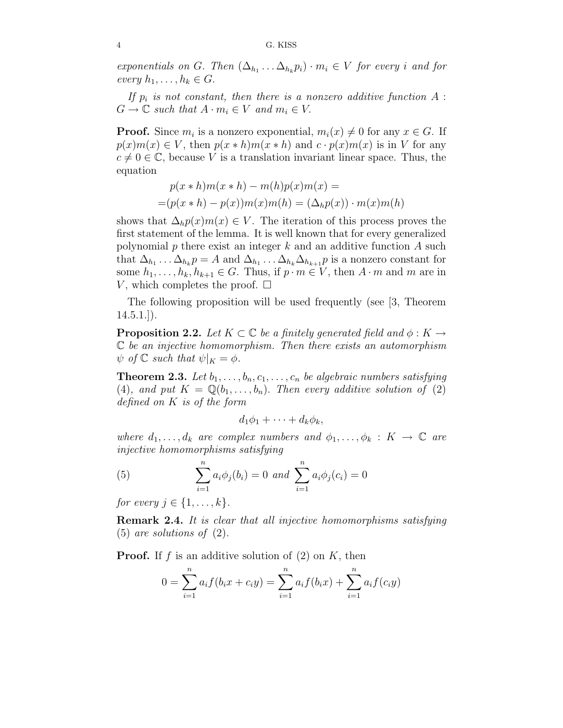*exponentials on $G$. Then $(\Delta_{h_1} \dots \Delta_{h_k} p_i) \cdot m_i \in V$ for every $i$ and for every $h_1, \dots, h_k \in G$.*

*If $p_i$ is not constant, then there is a nonzero additive function $A : G \to \mathbb{C}$ such that $A \cdot m_i \in V$ and $m_i \in V$.*

**Proof.** Since $m_i$ is a nonzero exponential, $m_i(x) \neq 0$ for any $x \in G$. If $p(x)m(x) \in V$, then $p(x * h)m(x * h)$ and $c \cdot p(x)m(x)$ is in $V$ for any $c \neq 0 \in \mathbb{C}$, because $V$ is a translation invariant linear space. Thus, the equation

$$\begin{aligned} &p(x * h)m(x * h) - m(h)p(x)m(x) = \\ =&(p(x * h) - p(x))m(x)m(h) = (\Delta_h p(x)) \cdot m(x)m(h) \end{aligned}$$

shows that $\Delta_h p(x)m(x) \in V$. The iteration of this process proves the first statement of the lemma. It is well known that for every generalized polynomial $p$ there exist an integer $k$ and an additive function $A$ such that $\Delta_{h_1} \dots \Delta_{h_k} p = A$ and $\Delta_{h_1} \dots \Delta_{h_k} \Delta_{h_{k+1}} p$ is a nonzero constant for some $h_1, \dots, h_k, h_{k+1} \in G$. Thus, if $p \cdot m \in V$, then $A \cdot m$ and $m$ are in $V$, which completes the proof. $\square$

The following proposition will be used frequently (see [3, Theorem 14.5.1.]).

**Proposition 2.2.** *Let $K \subset \mathbb{C}$ be a finitely generated field and $\phi : K \to \mathbb{C}$ be an injective homomorphism. Then there exists an automorphism $\psi$ of $\mathbb{C}$ such that $\psi|_K = \phi$.*

**Theorem 2.3.** *Let $b_1, \dots, b_n, c_1, \dots, c_n$ be algebraic numbers satisfying (4), and put $K = \mathbb{Q}(b_1, \dots, b_n)$. Then every additive solution of (2) defined on $K$ is of the form*

$$d_1\phi_1 + \dots + d_k\phi_k,$$

*where $d_1, \dots, d_k$ are complex numbers and $\phi_1, \dots, \phi_k : K \to \mathbb{C}$ are injective homomorphisms satisfying*

$$\sum_{i=1}^{n} a_i \phi_j(b_i) = 0 \text{ and } \sum_{i=1}^{n} a_i \phi_j(c_i) = 0 \tag{5}$$

*for every $j \in \{1, \dots, k\}$.*

**Remark 2.4.** *It is clear that all injective homomorphisms satisfying (5) are solutions of (2).*

**Proof.** If $f$ is an additive solution of (2) on $K$, then

$$0 = \sum_{i=1}^{n} a_i f(b_i x + c_i y) = \sum_{i=1}^{n} a_i f(b_i x) + \sum_{i=1}^{n} a_i f(c_i y)$$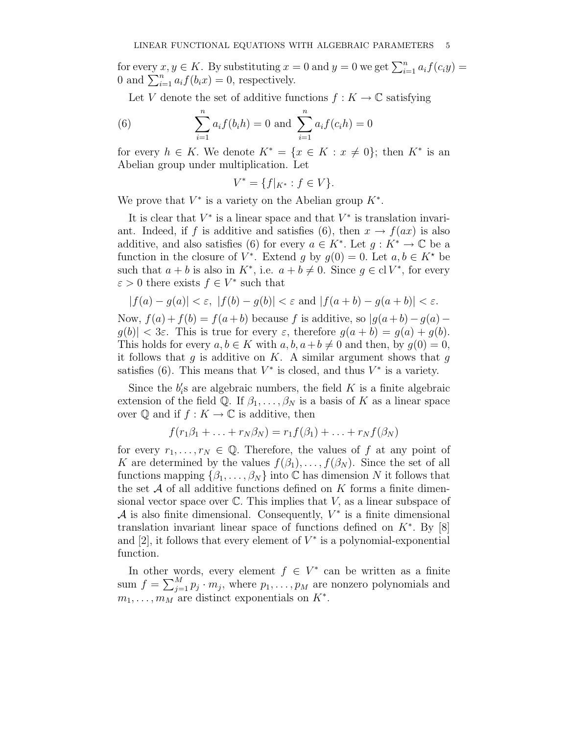for every $x, y \in K$. By substituting $x = 0$ and $y = 0$ we get $\sum_{i=1}^n a_i f(c_i y) = 0$ and $\sum_{i=1}^n a_i f(b_i x) = 0$, respectively.

Let $V$ denote the set of additive functions $f : K \to \mathbb{C}$ satisfying

$$\sum_{i=1}^n a_i f(b_i h) = 0 \text{ and } \sum_{i=1}^n a_i f(c_i h) = 0 \tag{6}$$

for every $h \in K$. We denote $K^* = \{x \in K : x \neq 0\}$; then $K^*$ is an Abelian group under multiplication. Let

$$V^* = \{f|_{K^*} : f \in V\}.$$

We prove that $V^*$ is a variety on the Abelian group $K^*$.

It is clear that $V^*$ is a linear space and that $V^*$ is translation invariant. Indeed, if $f$ is additive and satisfies (6), then $x \to f(ax)$ is also additive, and also satisfies (6) for every $a \in K^*$. Let $g : K^* \to \mathbb{C}$ be a function in the closure of $V^*$. Extend $g$ by $g(0) = 0$. Let $a, b \in K^\star$ be such that $a + b$ is also in $K^*$, i.e. $a + b \neq 0$. Since $g \in \operatorname{cl} V^*$, for every $\varepsilon > 0$ there exists $f \in V^*$ such that

$$|f(a) - g(a)| < \varepsilon, \ |f(b) - g(b)| < \varepsilon \text{ and } |f(a + b) - g(a + b)| < \varepsilon.$$

Now, $f(a) + f(b) = f(a+b)$ because $f$ is additive, so $|g(a+b) - g(a) - g(b)| < 3\varepsilon$. This is true for every $\varepsilon$, therefore $g(a + b) = g(a) + g(b)$. This holds for every $a, b \in K$ with $a, b, a + b \neq 0$ and then, by $g(0) = 0$, it follows that $g$ is additive on $K$. A similar argument shows that $g$ satisfies (6). This means that $V^*$ is closed, and thus $V^*$ is a variety.

Since the $b_i'$s are algebraic numbers, the field $K$ is a finite algebraic extension of the field $\mathbb{Q}$. If $\beta_1, \ldots, \beta_N$ is a basis of $K$ as a linear space over $\mathbb{Q}$ and if $f : K \to \mathbb{C}$ is additive, then

$$f(r_1\beta_1 + \ldots + r_N\beta_N) = r_1 f(\beta_1) + \ldots + r_N f(\beta_N)$$

for every $r_1, \ldots, r_N \in \mathbb{Q}$. Therefore, the values of $f$ at any point of $K$ are determined by the values $f(\beta_1), \ldots, f(\beta_N)$. Since the set of all functions mapping $\{\beta_1, \ldots, \beta_N\}$ into $\mathbb{C}$ has dimension $N$ it follows that the set $\mathcal{A}$ of all additive functions defined on $K$ forms a finite dimensional vector space over $\mathbb{C}$. This implies that $V$, as a linear subspace of $\mathcal{A}$ is also finite dimensional. Consequently, $V^*$ is a finite dimensional translation invariant linear space of functions defined on $K^*$. By [8] and [2], it follows that every element of $V^*$ is a polynomial-exponential function.

In other words, every element $f \in V^*$ can be written as a finite sum $f = \sum_{j=1}^M p_j \cdot m_j$, where $p_1, \ldots, p_M$ are nonzero polynomials and $m_1, \ldots, m_M$ are distinct exponentials on $K^*$.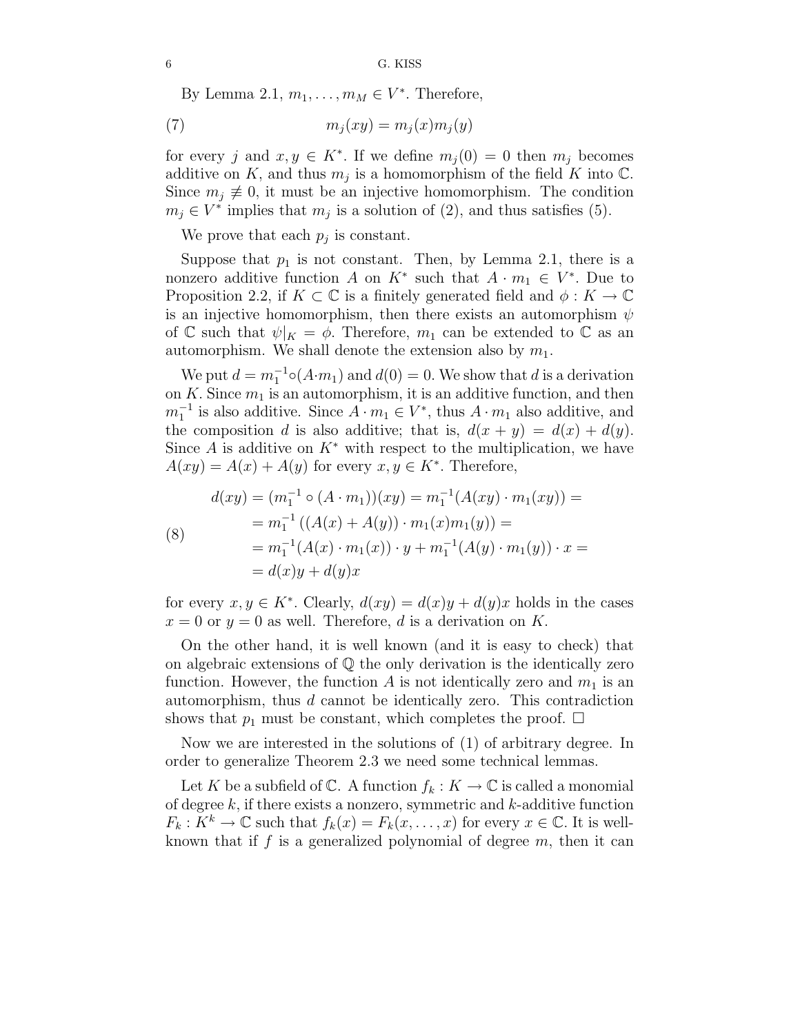By Lemma 2.1, $m_1, \dots, m_M \in V^*$. Therefore,

$$m_j(xy) = m_j(x)m_j(y) \tag{7}$$

for every $j$ and $x, y \in K^*$. If we define $m_j(0) = 0$ then $m_j$ becomes additive on $K$, and thus $m_j$ is a homomorphism of the field $K$ into $\mathbb{C}$. Since $m_j \not\equiv 0$, it must be an injective homomorphism. The condition $m_j \in V^*$ implies that $m_j$ is a solution of (2), and thus satisfies (5).

We prove that each $p_j$ is constant.

Suppose that $p_1$ is not constant. Then, by Lemma 2.1, there is a nonzero additive function $A$ on $K^*$ such that $A \cdot m_1 \in V^*$. Due to Proposition 2.2, if $K \subset \mathbb{C}$ is a finitely generated field and $\phi : K \to \mathbb{C}$ is an injective homomorphism, then there exists an automorphism $\psi$ of $\mathbb{C}$ such that $\psi|_K = \phi$. Therefore, $m_1$ can be extended to $\mathbb{C}$ as an automorphism. We shall denote the extension also by $m_1$.

We put $d = m_1^{-1} \circ (A \cdot m_1)$ and $d(0) = 0$. We show that $d$ is a derivation on $K$. Since $m_1$ is an automorphism, it is an additive function, and then $m_1^{-1}$ is also additive. Since $A \cdot m_1 \in V^*$, thus $A \cdot m_1$ also additive, and the composition $d$ is also additive; that is, $d(x + y) = d(x) + d(y)$. Since $A$ is additive on $K^*$ with respect to the multiplication, we have $A(xy) = A(x) + A(y)$ for every $x, y \in K^*$. Therefore,

$$\begin{aligned} d(xy) &= (m_1^{-1} \circ (A \cdot m_1))(xy) = m_1^{-1}(A(xy) \cdot m_1(xy)) = \\ &= m_1^{-1}\left((A(x) + A(y)) \cdot m_1(x)m_1(y)\right) = \\ &= m_1^{-1}(A(x) \cdot m_1(x)) \cdot y + m_1^{-1}(A(y) \cdot m_1(y)) \cdot x = \\ &= d(x)y + d(y)x \end{aligned} \tag{8}$$

for every $x, y \in K^*$. Clearly, $d(xy) = d(x)y + d(y)x$ holds in the cases $x = 0$ or $y = 0$ as well. Therefore, $d$ is a derivation on $K$.

On the other hand, it is well known (and it is easy to check) that on algebraic extensions of $\mathbb{Q}$ the only derivation is the identically zero function. However, the function $A$ is not identically zero and $m_1$ is an automorphism, thus $d$ cannot be identically zero. This contradiction shows that $p_1$ must be constant, which completes the proof. $\square$

Now we are interested in the solutions of (1) of arbitrary degree. In order to generalize Theorem 2.3 we need some technical lemmas.

Let $K$ be a subfield of $\mathbb{C}$. A function $f_k : K \to \mathbb{C}$ is called a monomial of degree $k$, if there exists a nonzero, symmetric and $k$-additive function $F_k : K^k \to \mathbb{C}$ such that $f_k(x) = F_k(x, \dots, x)$ for every $x \in \mathbb{C}$. It is well-known that if $f$ is a generalized polynomial of degree $m$, then it can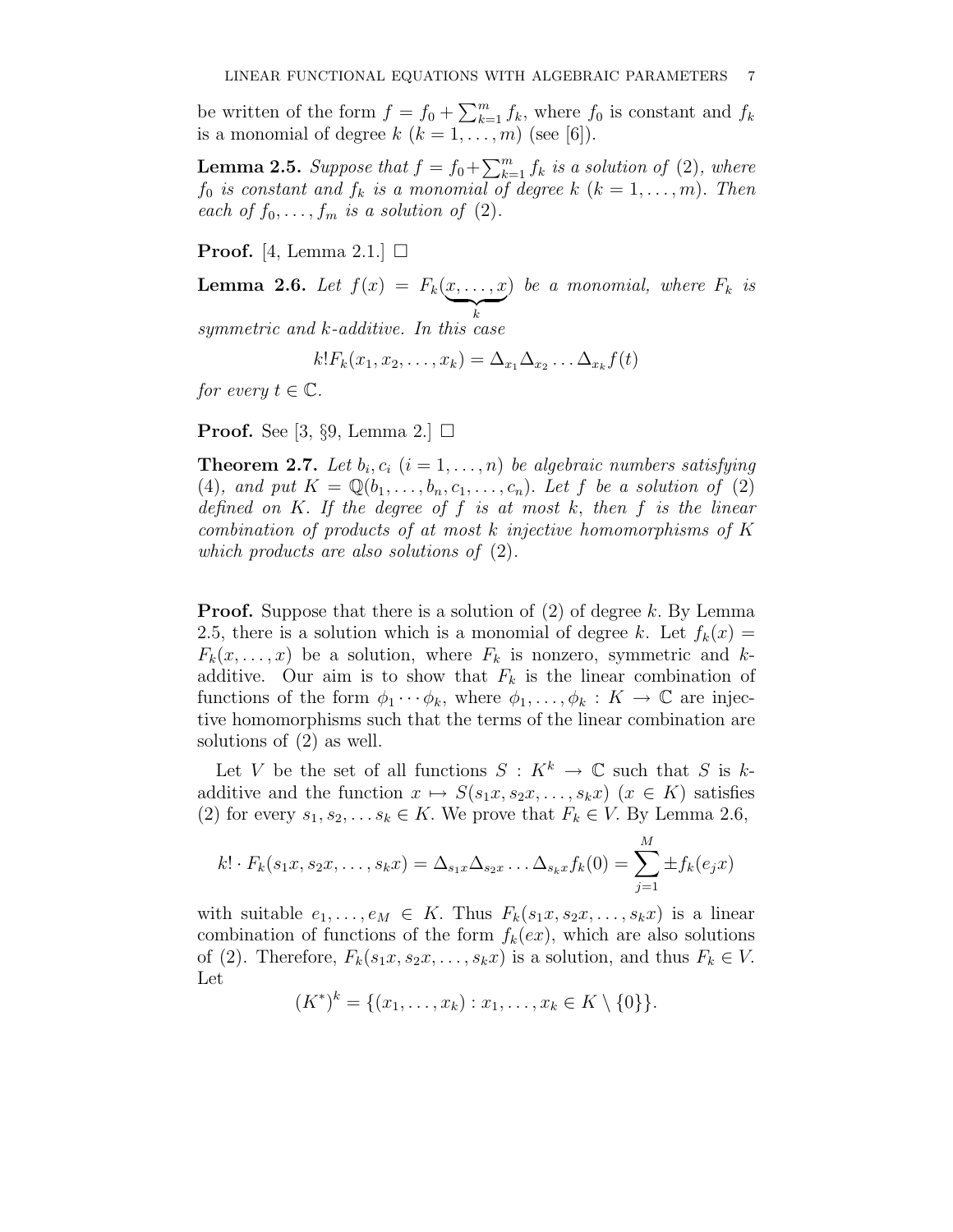be written of the form $f = f_0 + \sum_{k=1}^{m} f_k$, where $f_0$ is constant and $f_k$ is a monomial of degree $k$ ($k = 1, \ldots, m$) (see [6]).

**Lemma 2.5.** *Suppose that $f = f_0 + \sum_{k=1}^{m} f_k$ is a solution of* (2)*, where $f_0$ is constant and $f_k$ is a monomial of degree $k$ ($k = 1, \ldots, m$). Then each of $f_0, \ldots, f_m$ is a solution of* (2)*.*

**Proof.** [4, Lemma 2.1.] □

**Lemma 2.6.** *Let $f(x) = F_k(\underbrace{x, \ldots, x}_{k})$ be a monomial, where $F_k$ is symmetric and $k$-additive. In this case*

$$k! F_k(x_1, x_2, \ldots, x_k) = \Delta_{x_1} \Delta_{x_2} \ldots \Delta_{x_k} f(t)$$

*for every $t \in \mathbb{C}$.*

**Proof.** See [3, §9, Lemma 2.] □

**Theorem 2.7.** *Let $b_i, c_i$ ($i = 1, \ldots, n$) be algebraic numbers satisfying* (4)*, and put $K = \mathbb{Q}(b_1, \ldots, b_n, c_1, \ldots, c_n)$. Let $f$ be a solution of* (2) *defined on $K$. If the degree of $f$ is at most $k$, then $f$ is the linear combination of products of at most $k$ injective homomorphisms of $K$ which products are also solutions of* (2)*.*

**Proof.** Suppose that there is a solution of (2) of degree $k$. By Lemma 2.5, there is a solution which is a monomial of degree $k$. Let $f_k(x) = F_k(x, \ldots, x)$ be a solution, where $F_k$ is nonzero, symmetric and $k$-additive. Our aim is to show that $F_k$ is the linear combination of functions of the form $\phi_1 \cdots \phi_k$, where $\phi_1, \ldots, \phi_k : K \to \mathbb{C}$ are injective homomorphisms such that the terms of the linear combination are solutions of (2) as well.

Let $V$ be the set of all functions $S : K^k \to \mathbb{C}$ such that $S$ is $k$-additive and the function $x \mapsto S(s_1 x, s_2 x, \ldots, s_k x)$ ($x \in K$) satisfies (2) for every $s_1, s_2, \ldots s_k \in K$. We prove that $F_k \in V$. By Lemma 2.6,

$$k! \cdot F_k(s_1 x, s_2 x, \ldots, s_k x) = \Delta_{s_1 x} \Delta_{s_2 x} \ldots \Delta_{s_k x} f_k(0) = \sum_{j=1}^{M} \pm f_k(e_j x)$$

with suitable $e_1, \ldots, e_M \in K$. Thus $F_k(s_1 x, s_2 x, \ldots, s_k x)$ is a linear combination of functions of the form $f_k(ex)$, which are also solutions of (2). Therefore, $F_k(s_1 x, s_2 x, \ldots, s_k x)$ is a solution, and thus $F_k \in V$. Let

$$(K^*)^k = \{(x_1, \ldots, x_k) : x_1, \ldots, x_k \in K \setminus \{0\}\}.$$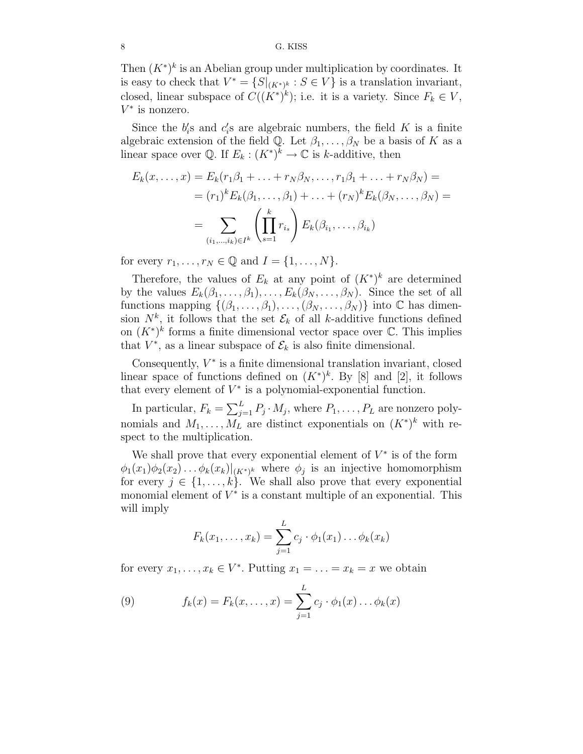Then $(K^*)^k$ is an Abelian group under multiplication by coordinates. It is easy to check that $V^* = \{S|_{(K^*)^k} : S \in V\}$ is a translation invariant, closed, linear subspace of $C((K^*)^k)$; i.e. it is a variety. Since $F_k \in V$, $V^*$ is nonzero.

Since the $b_i'$s and $c_i'$s are algebraic numbers, the field $K$ is a finite algebraic extension of the field $\mathbb{Q}$. Let $\beta_1, \ldots, \beta_N$ be a basis of $K$ as a linear space over $\mathbb{Q}$. If $E_k : (K^*)^k \to \mathbb{C}$ is $k$-additive, then

$$
\begin{aligned}
E_k(x, \ldots, x) &= E_k(r_1\beta_1 + \ldots + r_N\beta_N, \ldots, r_1\beta_1 + \ldots + r_N\beta_N) = \\
&= (r_1)^k E_k(\beta_1, \ldots, \beta_1) + \ldots + (r_N)^k E_k(\beta_N, \ldots, \beta_N) = \\
&= \sum_{(i_1, \ldots, i_k) \in I^k} \left( \prod_{s=1}^{k} r_{i_s} \right) E_k(\beta_{i_1}, \ldots, \beta_{i_k})
\end{aligned}
$$

for every $r_1, \ldots, r_N \in \mathbb{Q}$ and $I = \{1, \ldots, N\}$.

Therefore, the values of $E_k$ at any point of $(K^*)^k$ are determined by the values $E_k(\beta_1, \ldots, \beta_1), \ldots, E_k(\beta_N, \ldots, \beta_N)$. Since the set of all functions mapping $\{(\beta_1, \ldots, \beta_1), \ldots, (\beta_N, \ldots, \beta_N)\}$ into $\mathbb{C}$ has dimension $N^k$, it follows that the set $\mathcal{E}_k$ of all $k$-additive functions defined on $(K^*)^k$ forms a finite dimensional vector space over $\mathbb{C}$. This implies that $V^*$, as a linear subspace of $\mathcal{E}_k$ is also finite dimensional.

Consequently, $V^*$ is a finite dimensional translation invariant, closed linear space of functions defined on $(K^*)^k$. By [8] and [2], it follows that every element of $V^*$ is a polynomial-exponential function.

In particular, $F_k = \sum_{j=1}^{L} P_j \cdot M_j$, where $P_1, \ldots, P_L$ are nonzero polynomials and $M_1, \ldots, M_L$ are distinct exponentials on $(K^*)^k$ with respect to the multiplication.

We shall prove that every exponential element of $V^*$ is of the form $\phi_1(x_1)\phi_2(x_2)\ldots\phi_k(x_k)|_{(K^*)^k}$ where $\phi_j$ is an injective homomorphism for every $j \in \{1, \ldots, k\}$. We shall also prove that every exponential monomial element of $V^*$ is a constant multiple of an exponential. This will imply

$$
F_k(x_1, \ldots, x_k) = \sum_{j=1}^{L} c_j \cdot \phi_1(x_1) \ldots \phi_k(x_k)
$$

for every $x_1, \ldots, x_k \in V^*$. Putting $x_1 = \ldots = x_k = x$ we obtain

$$
f_k(x) = F_k(x, \ldots, x) = \sum_{j=1}^{L} c_j \cdot \phi_1(x) \ldots \phi_k(x) \tag{9}
$$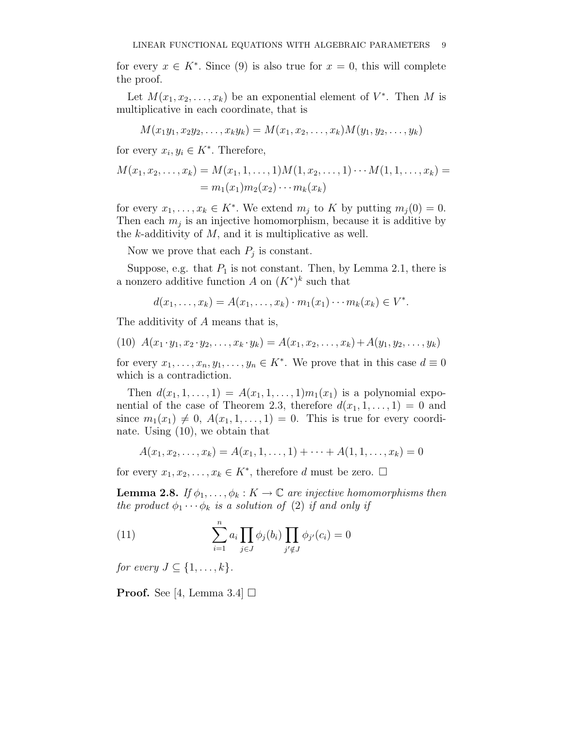for every $x \in K^*$. Since (9) is also true for $x = 0$, this will complete the proof.

Let $M(x_1, x_2, \dots, x_k)$ be an exponential element of $V^*$. Then $M$ is multiplicative in each coordinate, that is

$$M(x_1y_1, x_2y_2, \dots, x_ky_k) = M(x_1, x_2, \dots, x_k)M(y_1, y_2, \dots, y_k)$$

for every $x_i, y_i \in K^*$. Therefore,

$$M(x_1, x_2, \dots, x_k) = M(x_1, 1, \dots, 1)M(1, x_2, \dots, 1) \cdots M(1, 1, \dots, x_k) = \\ = m_1(x_1)m_2(x_2) \cdots m_k(x_k)$$

for every $x_1, \dots, x_k \in K^*$. We extend $m_j$ to $K$ by putting $m_j(0) = 0$. Then each $m_j$ is an injective homomorphism, because it is additive by the $k$-additivity of $M$, and it is multiplicative as well.

Now we prove that each $P_j$ is constant.

Suppose, e.g. that $P_1$ is not constant. Then, by Lemma 2.1, there is a nonzero additive function $A$ on $(K^*)^k$ such that

$$d(x_1, \dots, x_k) = A(x_1, \dots, x_k) \cdot m_1(x_1) \cdots m_k(x_k) \in V^*.$$

The additivity of $A$ means that is,

$$A(x_1 \cdot y_1, x_2 \cdot y_2, \dots, x_k \cdot y_k) = A(x_1, x_2, \dots, x_k) + A(y_1, y_2, \dots, y_k) \tag{10}$$

for every $x_1, \dots, x_n, y_1, \dots, y_n \in K^*$. We prove that in this case $d \equiv 0$ which is a contradiction.

Then $d(x_1, 1, \dots, 1) = A(x_1, 1, \dots, 1)m_1(x_1)$ is a polynomial exponential of the case of Theorem 2.3, therefore $d(x_1, 1, \dots, 1) = 0$ and since $m_1(x_1) \neq 0$, $A(x_1, 1, \dots, 1) = 0$. This is true for every coordinate. Using (10), we obtain that

$$A(x_1, x_2, \dots, x_k) = A(x_1, 1, \dots, 1) + \dots + A(1, 1, \dots, x_k) = 0$$

for every $x_1, x_2, \dots, x_k \in K^*$, therefore $d$ must be zero. $\square$

**Lemma 2.8.** *If $\phi_1, \dots, \phi_k : K \to \mathbb{C}$ are injective homomorphisms then the product $\phi_1 \cdots \phi_k$ is a solution of (2) if and only if*

$$\sum_{i=1}^{n} a_i \prod_{j \in J} \phi_j(b_i) \prod_{j' \notin J} \phi_{j'}(c_i) = 0 \tag{11}$$

*for every $J \subseteq \{1, \dots, k\}$.*

**Proof.** See [4, Lemma 3.4] $\square$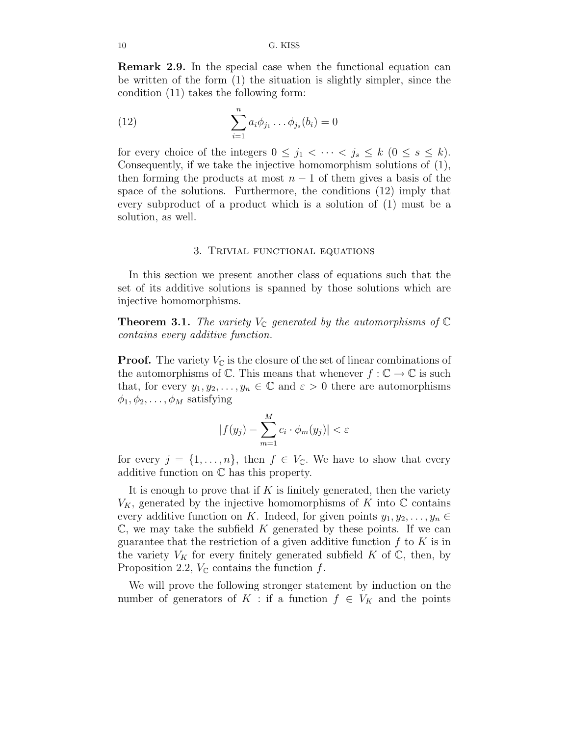**Remark 2.9.** In the special case when the functional equation can be written of the form (1) the situation is slightly simpler, since the condition (11) takes the following form:

$$\sum_{i=1}^{n} a_i \phi_{j_1} \dots \phi_{j_s}(b_i) = 0 \tag{12}$$

for every choice of the integers $0 \le j_1 < \cdots < j_s \le k$ $(0 \le s \le k)$. Consequently, if we take the injective homomorphism solutions of (1), then forming the products at most $n-1$ of them gives a basis of the space of the solutions. Furthermore, the conditions (12) imply that every subproduct of a product which is a solution of (1) must be a solution, as well.

## 3. Trivial functional equations

In this section we present another class of equations such that the set of its additive solutions is spanned by those solutions which are injective homomorphisms.

**Theorem 3.1.** *The variety $V_{\mathbb{C}}$ generated by the automorphisms of $\mathbb{C}$ contains every additive function.*

**Proof.** The variety $V_{\mathbb{C}}$ is the closure of the set of linear combinations of the automorphisms of $\mathbb{C}$. This means that whenever $f : \mathbb{C} \to \mathbb{C}$ is such that, for every $y_1, y_2, \dots, y_n \in \mathbb{C}$ and $\varepsilon > 0$ there are automorphisms $\phi_1, \phi_2, \dots, \phi_M$ satisfying

$$|f(y_j) - \sum_{m=1}^{M} c_i \cdot \phi_m(y_j)| < \varepsilon$$

for every $j = \{1, \dots, n\}$, then $f \in V_{\mathbb{C}}$. We have to show that every additive function on $\mathbb{C}$ has this property.

It is enough to prove that if $K$ is finitely generated, then the variety $V_K$, generated by the injective homomorphisms of $K$ into $\mathbb{C}$ contains every additive function on $K$. Indeed, for given points $y_1, y_2, \dots, y_n \in \mathbb{C}$, we may take the subfield $K$ generated by these points. If we can guarantee that the restriction of a given additive function $f$ to $K$ is in the variety $V_K$ for every finitely generated subfield $K$ of $\mathbb{C}$, then, by Proposition 2.2, $V_{\mathbb{C}}$ contains the function $f$.

We will prove the following stronger statement by induction on the number of generators of $K$ : if a function $f \in V_K$ and the points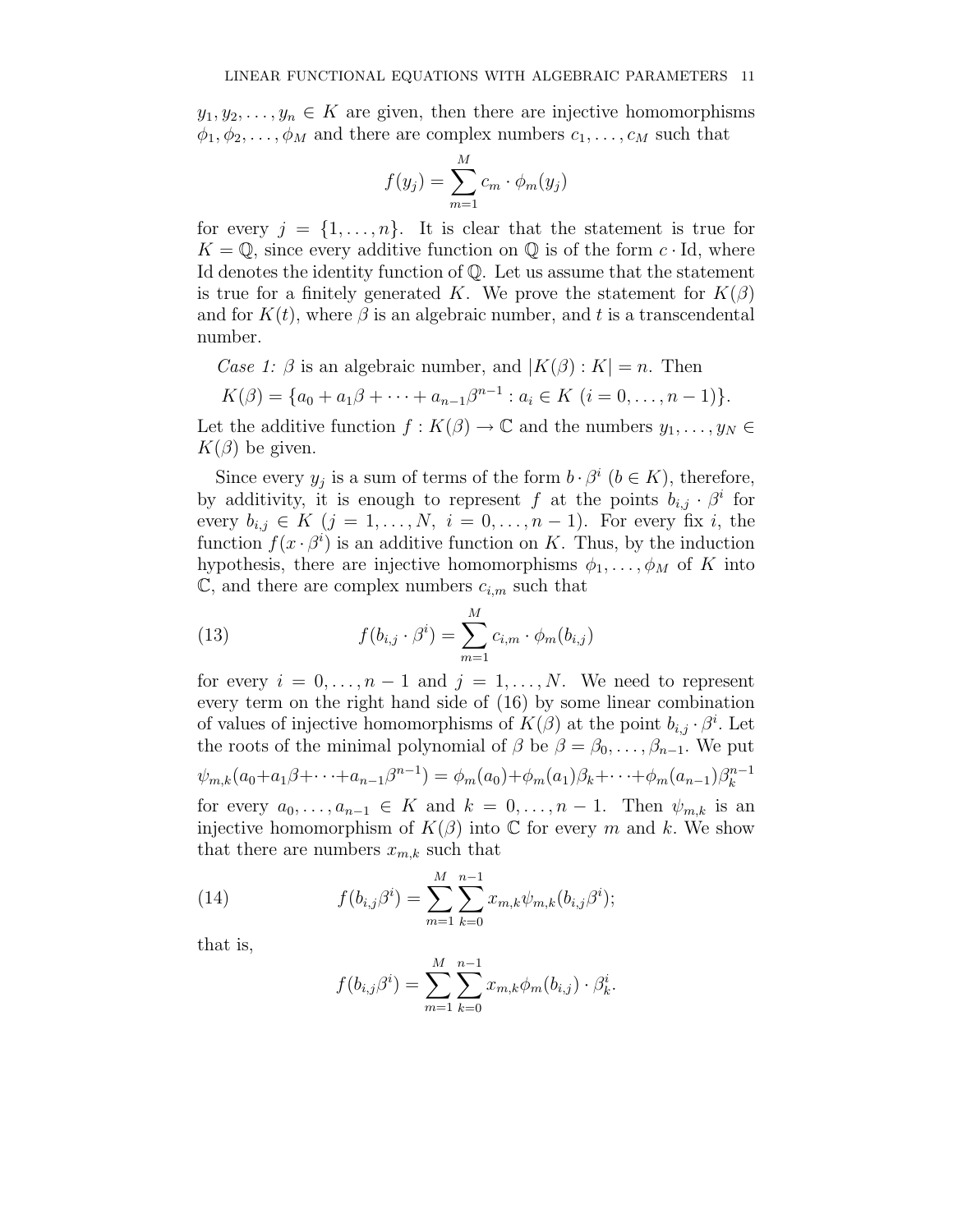$y_1, y_2, \ldots, y_n \in K$ are given, then there are injective homomorphisms $\phi_1, \phi_2, \ldots, \phi_M$ and there are complex numbers $c_1, \ldots, c_M$ such that

$$f(y_j) = \sum_{m=1}^{M} c_m \cdot \phi_m(y_j)$$

for every $j = \{1, \ldots, n\}$. It is clear that the statement is true for $K = \mathbb{Q}$, since every additive function on $\mathbb{Q}$ is of the form $c \cdot \mathrm{Id}$, where Id denotes the identity function of $\mathbb{Q}$. Let us assume that the statement is true for a finitely generated $K$. We prove the statement for $K(\beta)$ and for $K(t)$, where $\beta$ is an algebraic number, and $t$ is a transcendental number.

*Case 1:* $\beta$ is an algebraic number, and $|K(\beta) : K| = n$. Then

$$K(\beta) = \{a_0 + a_1\beta + \cdots + a_{n-1}\beta^{n-1} : a_i \in K \ (i = 0, \ldots, n-1)\}.$$

Let the additive function $f : K(\beta) \to \mathbb{C}$ and the numbers $y_1, \ldots, y_N \in K(\beta)$ be given.

Since every $y_j$ is a sum of terms of the form $b \cdot \beta^i$ $(b \in K)$, therefore, by additivity, it is enough to represent $f$ at the points $b_{i,j} \cdot \beta^i$ for every $b_{i,j} \in K$ $(j = 1, \ldots, N, \ i = 0, \ldots, n-1)$. For every fix $i$, the function $f(x \cdot \beta^i)$ is an additive function on $K$. Thus, by the induction hypothesis, there are injective homomorphisms $\phi_1, \ldots, \phi_M$ of $K$ into $\mathbb{C}$, and there are complex numbers $c_{i,m}$ such that

$$f(b_{i,j} \cdot \beta^i) = \sum_{m=1}^{M} c_{i,m} \cdot \phi_m(b_{i,j}) \tag{13}$$

for every $i = 0, \ldots, n-1$ and $j = 1, \ldots, N$. We need to represent every term on the right hand side of (16) by some linear combination of values of injective homomorphisms of $K(\beta)$ at the point $b_{i,j} \cdot \beta^i$. Let the roots of the minimal polynomial of $\beta$ be $\beta = \beta_0, \ldots, \beta_{n-1}$. We put

$$\psi_{m,k}(a_0 + a_1\beta + \cdots + a_{n-1}\beta^{n-1}) = \phi_m(a_0) + \phi_m(a_1)\beta_k + \cdots + \phi_m(a_{n-1})\beta_k^{n-1}$$

for every $a_0, \ldots, a_{n-1} \in K$ and $k = 0, \ldots, n-1$. Then $\psi_{m,k}$ is an injective homomorphism of $K(\beta)$ into $\mathbb{C}$ for every $m$ and $k$. We show that there are numbers $x_{m,k}$ such that

$$f(b_{i,j}\beta^i) = \sum_{m=1}^{M} \sum_{k=0}^{n-1} x_{m,k} \psi_{m,k}(b_{i,j}\beta^i); \tag{14}$$

that is,

$$f(b_{i,j}\beta^i) = \sum_{m=1}^{M} \sum_{k=0}^{n-1} x_{m,k} \phi_m(b_{i,j}) \cdot \beta_k^i.$$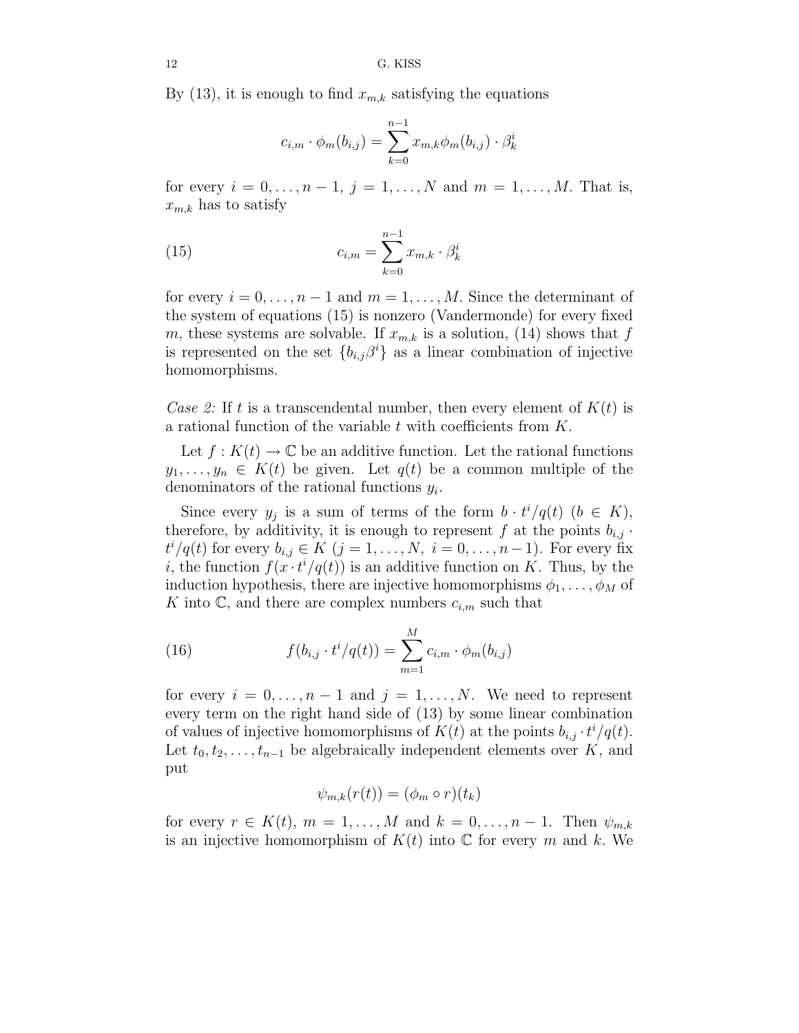By (13), it is enough to find $x_{m,k}$ satisfying the equations

$$c_{i,m} \cdot \phi_m(b_{i,j}) = \sum_{k=0}^{n-1} x_{m,k} \phi_m(b_{i,j}) \cdot \beta_k^i$$

for every $i = 0, \dots, n-1$, $j = 1, \dots, N$ and $m = 1, \dots, M$. That is, $x_{m,k}$ has to satisfy

$$c_{i,m} = \sum_{k=0}^{n-1} x_{m,k} \cdot \beta_k^i \tag{15}$$

for every $i = 0, \dots, n-1$ and $m = 1, \dots, M$. Since the determinant of the system of equations (15) is nonzero (Vandermonde) for every fixed $m$, these systems are solvable. If $x_{m,k}$ is a solution, (14) shows that $f$ is represented on the set $\{b_{i,j}\beta^i\}$ as a linear combination of injective homomorphisms.

*Case 2:* If $t$ is a transcendental number, then every element of $K(t)$ is a rational function of the variable $t$ with coefficients from $K$.

Let $f : K(t) \to \mathbb{C}$ be an additive function. Let the rational functions $y_1, \dots, y_n \in K(t)$ be given. Let $q(t)$ be a common multiple of the denominators of the rational functions $y_i$.

Since every $y_j$ is a sum of terms of the form $b \cdot t^i/q(t)$ $(b \in K)$, therefore, by additivity, it is enough to represent $f$ at the points $b_{i,j} \cdot t^i/q(t)$ for every $b_{i,j} \in K$ $(j = 1, \dots, N,\ i = 0, \dots, n-1)$. For every fix $i$, the function $f(x \cdot t^i/q(t))$ is an additive function on $K$. Thus, by the induction hypothesis, there are injective homomorphisms $\phi_1, \dots, \phi_M$ of $K$ into $\mathbb{C}$, and there are complex numbers $c_{i,m}$ such that

$$f(b_{i,j} \cdot t^i/q(t)) = \sum_{m=1}^{M} c_{i,m} \cdot \phi_m(b_{i,j}) \tag{16}$$

for every $i = 0, \dots, n-1$ and $j = 1, \dots, N$. We need to represent every term on the right hand side of (13) by some linear combination of values of injective homomorphisms of $K(t)$ at the points $b_{i,j} \cdot t^i/q(t)$. Let $t_0, t_2, \dots, t_{n-1}$ be algebraically independent elements over $K$, and put

$$\psi_{m,k}(r(t)) = (\phi_m \circ r)(t_k)$$

for every $r \in K(t)$, $m = 1, \dots, M$ and $k = 0, \dots, n-1$. Then $\psi_{m,k}$ is an injective homomorphism of $K(t)$ into $\mathbb{C}$ for every $m$ and $k$. We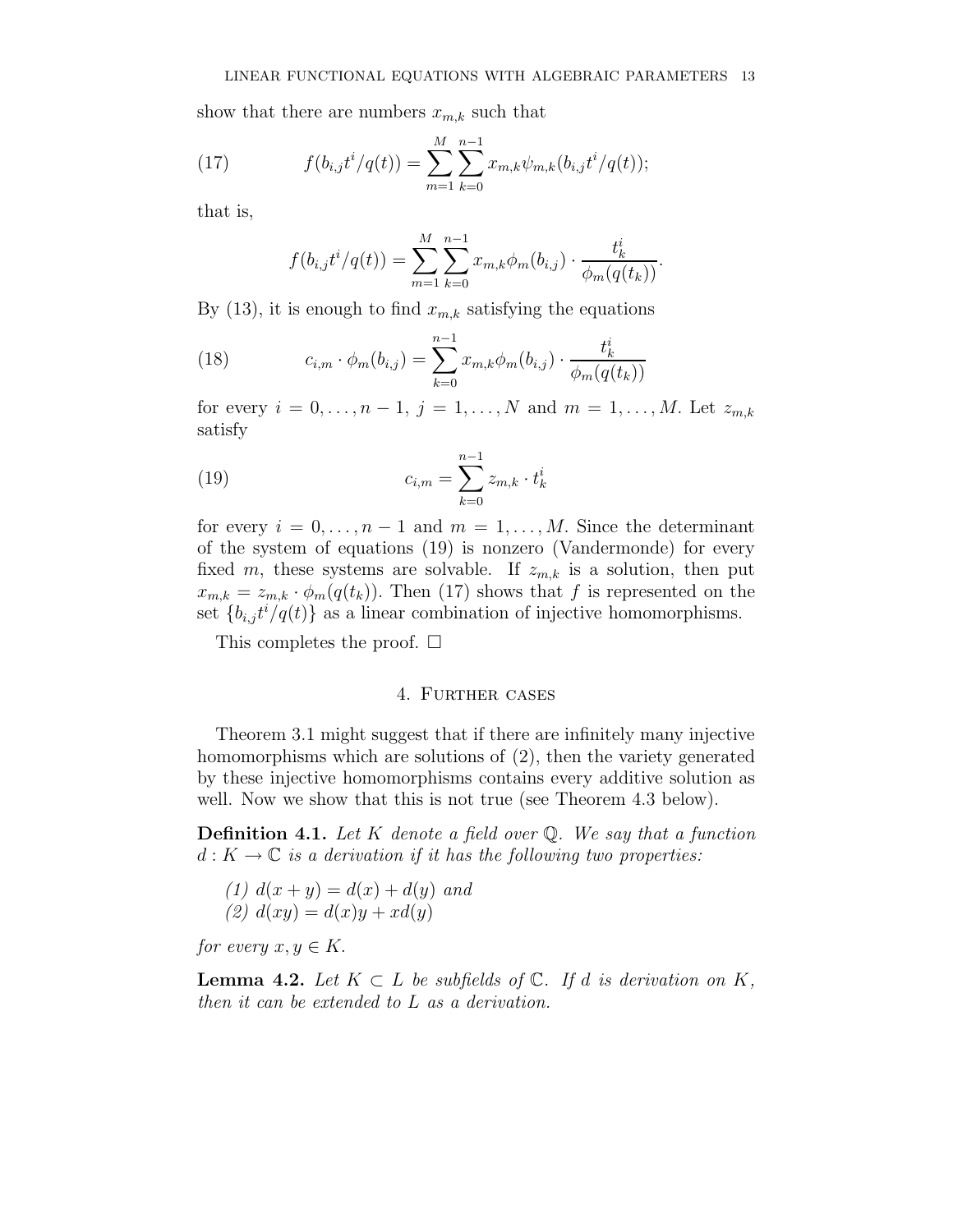show that there are numbers $x_{m,k}$ such that

$$f(b_{i,j}t^i/q(t)) = \sum_{m=1}^{M} \sum_{k=0}^{n-1} x_{m,k}\psi_{m,k}(b_{i,j}t^i/q(t)); \tag{17}$$

that is,

$$f(b_{i,j}t^i/q(t)) = \sum_{m=1}^{M} \sum_{k=0}^{n-1} x_{m,k}\phi_m(b_{i,j}) \cdot \frac{t_k^i}{\phi_m(q(t_k))}.$$

By (13), it is enough to find $x_{m,k}$ satisfying the equations

$$c_{i,m} \cdot \phi_m(b_{i,j}) = \sum_{k=0}^{n-1} x_{m,k}\phi_m(b_{i,j}) \cdot \frac{t_k^i}{\phi_m(q(t_k))} \tag{18}$$

for every $i = 0, \dots, n-1$, $j = 1, \dots, N$ and $m = 1, \dots, M$. Let $z_{m,k}$ satisfy

$$c_{i,m} = \sum_{k=0}^{n-1} z_{m,k} \cdot t_k^i \tag{19}$$

for every $i = 0, \dots, n-1$ and $m = 1, \dots, M$. Since the determinant of the system of equations (19) is nonzero (Vandermonde) for every fixed $m$, these systems are solvable. If $z_{m,k}$ is a solution, then put $x_{m,k} = z_{m,k} \cdot \phi_m(q(t_k))$. Then (17) shows that $f$ is represented on the set $\{b_{i,j}t^i/q(t)\}$ as a linear combination of injective homomorphisms.

This completes the proof. $\square$

## 4. Further cases

Theorem 3.1 might suggest that if there are infinitely many injective homomorphisms which are solutions of (2), then the variety generated by these injective homomorphisms contains every additive solution as well. Now we show that this is not true (see Theorem 4.3 below).

**Definition 4.1.** *Let $K$ denote a field over $\mathbb{Q}$. We say that a function $d : K \to \mathbb{C}$ is a derivation if it has the following two properties:*

*(1) $d(x + y) = d(x) + d(y)$ and*
*(2) $d(xy) = d(x)y + xd(y)$*

*for every $x, y \in K$.*

**Lemma 4.2.** *Let $K \subset L$ be subfields of $\mathbb{C}$. If $d$ is derivation on $K$, then it can be extended to $L$ as a derivation.*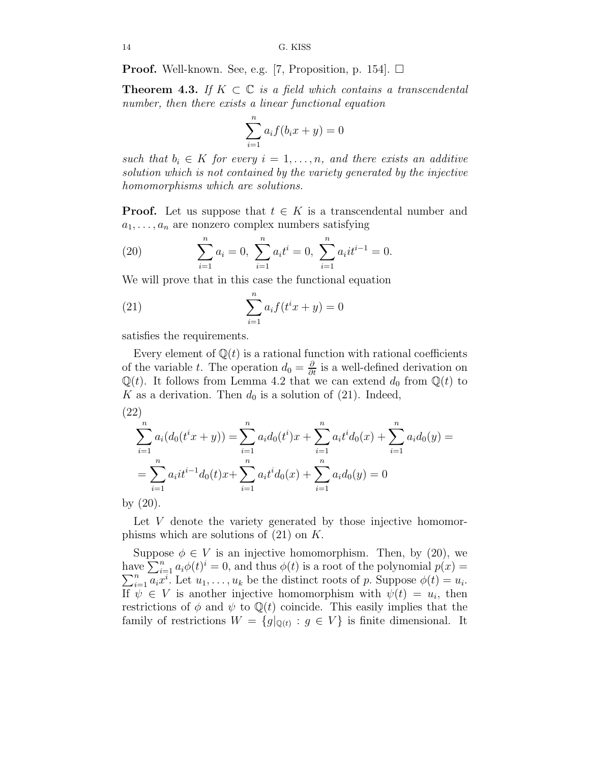**Proof.** Well-known. See, e.g. [7, Proposition, p. 154]. $\square$

**Theorem 4.3.** *If $K \subset \mathbb{C}$ is a field which contains a transcendental number, then there exists a linear functional equation*

$$\sum_{i=1}^{n} a_i f(b_i x + y) = 0$$

*such that $b_i \in K$ for every $i = 1, \ldots, n$, and there exists an additive solution which is not contained by the variety generated by the injective homomorphisms which are solutions.*

**Proof.** Let us suppose that $t \in K$ is a transcendental number and $a_1, \ldots, a_n$ are nonzero complex numbers satisfying

$$\sum_{i=1}^{n} a_i = 0, \; \sum_{i=1}^{n} a_i t^i = 0, \; \sum_{i=1}^{n} a_i i t^{i-1} = 0. \tag{20}$$

We will prove that in this case the functional equation

$$\sum_{i=1}^{n} a_i f(t^i x + y) = 0 \tag{21}$$

satisfies the requirements.

Every element of $\mathbb{Q}(t)$ is a rational function with rational coefficients of the variable $t$. The operation $d_0 = \frac{\partial}{\partial t}$ is a well-defined derivation on $\mathbb{Q}(t)$. It follows from Lemma 4.2 that we can extend $d_0$ from $\mathbb{Q}(t)$ to $K$ as a derivation. Then $d_0$ is a solution of (21). Indeed,

$$\begin{aligned} \sum_{i=1}^{n} a_i(d_0(t^i x + y)) &= \sum_{i=1}^{n} a_i d_0(t^i)x + \sum_{i=1}^{n} a_i t^i d_0(x) + \sum_{i=1}^{n} a_i d_0(y) = \\ &= \sum_{i=1}^{n} a_i i t^{i-1} d_0(t)x + \sum_{i=1}^{n} a_i t^i d_0(x) + \sum_{i=1}^{n} a_i d_0(y) = 0 \end{aligned} \tag{22}$$

by (20).

Let $V$ denote the variety generated by those injective homomorphisms which are solutions of (21) on $K$.

Suppose $\phi \in V$ is an injective homomorphism. Then, by (20), we have $\sum_{i=1}^{n} a_i \phi(t)^i = 0$, and thus $\phi(t)$ is a root of the polynomial $p(x) = \sum_{i=1}^{n} a_i x^i$. Let $u_1, \ldots, u_k$ be the distinct roots of $p$. Suppose $\phi(t) = u_i$. If $\psi \in V$ is another injective homomorphism with $\psi(t) = u_i$, then restrictions of $\phi$ and $\psi$ to $\mathbb{Q}(t)$ coincide. This easily implies that the family of restrictions $W = \{g|_{\mathbb{Q}(t)} : g \in V\}$ is finite dimensional. It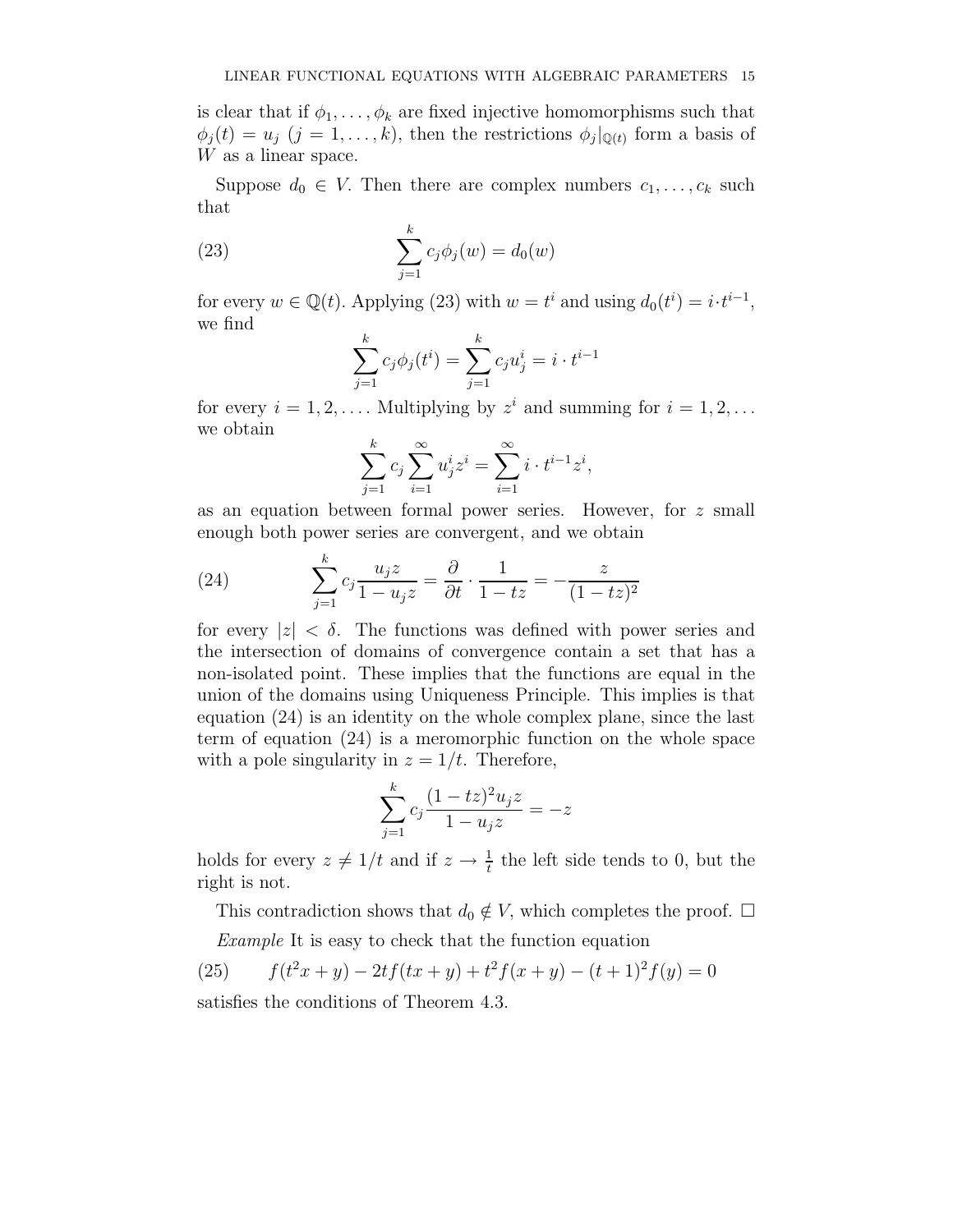is clear that if $\phi_1, \ldots, \phi_k$ are fixed injective homomorphisms such that $\phi_j(t) = u_j$ $(j = 1, \ldots, k)$, then the restrictions $\phi_j|_{\mathbb{Q}(t)}$ form a basis of $W$ as a linear space.

Suppose $d_0 \in V$. Then there are complex numbers $c_1, \ldots, c_k$ such that

$$\sum_{j=1}^{k} c_j \phi_j(w) = d_0(w) \tag{23}$$

for every $w \in \mathbb{Q}(t)$. Applying (23) with $w = t^i$ and using $d_0(t^i) = i \cdot t^{i-1}$, we find

$$\sum_{j=1}^{k} c_j \phi_j(t^i) = \sum_{j=1}^{k} c_j u_j^i = i \cdot t^{i-1}$$

for every $i = 1, 2, \ldots$. Multiplying by $z^i$ and summing for $i = 1, 2, \ldots$ we obtain

$$\sum_{j=1}^{k} c_j \sum_{i=1}^{\infty} u_j^i z^i = \sum_{i=1}^{\infty} i \cdot t^{i-1} z^i,$$

as an equation between formal power series. However, for $z$ small enough both power series are convergent, and we obtain

$$\sum_{j=1}^{k} c_j \frac{u_j z}{1 - u_j z} = \frac{\partial}{\partial t} \cdot \frac{1}{1 - tz} = -\frac{z}{(1 - tz)^2} \tag{24}$$

for every $|z| < \delta$. The functions was defined with power series and the intersection of domains of convergence contain a set that has a non-isolated point. These implies that the functions are equal in the union of the domains using Uniqueness Principle. This implies is that equation (24) is an identity on the whole complex plane, since the last term of equation (24) is a meromorphic function on the whole space with a pole singularity in $z = 1/t$. Therefore,

$$\sum_{j=1}^{k} c_j \frac{(1 - tz)^2 u_j z}{1 - u_j z} = -z$$

holds for every $z \neq 1/t$ and if $z \to \frac{1}{t}$ the left side tends to 0, but the right is not.

This contradiction shows that $d_0 \notin V$, which completes the proof. $\square$

*Example* It is easy to check that the function equation

$$f(t^2 x + y) - 2tf(tx + y) + t^2 f(x + y) - (t + 1)^2 f(y) = 0 \tag{25}$$

satisfies the conditions of Theorem 4.3.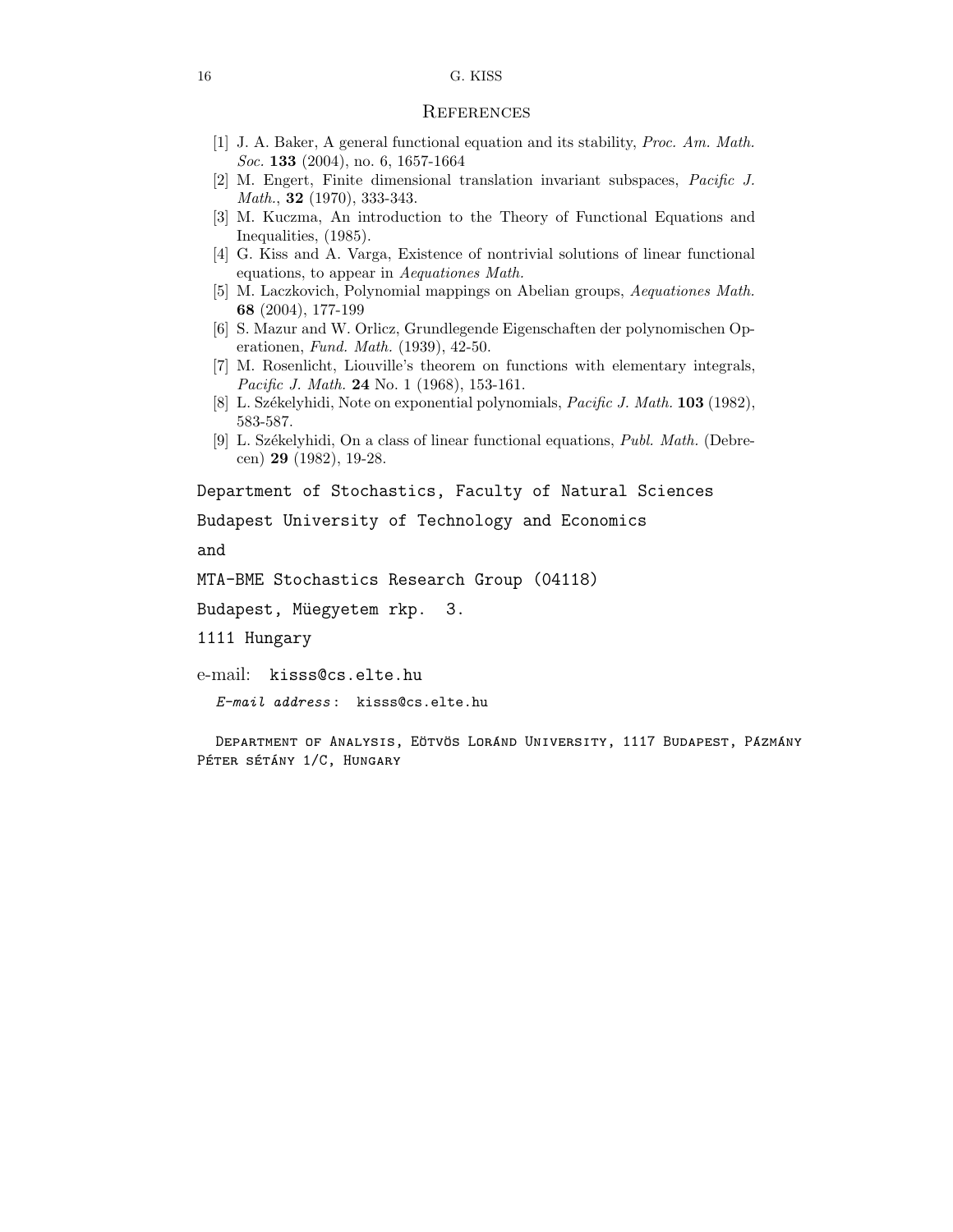## References

[1] J. A. Baker, A general functional equation and its stability, *Proc. Am. Math. Soc.* **133** (2004), no. 6, 1657-1664

[2] M. Engert, Finite dimensional translation invariant subspaces, *Pacific J. Math.*, **32** (1970), 333-343.

[3] M. Kuczma, An introduction to the Theory of Functional Equations and Inequalities, (1985).

[4] G. Kiss and A. Varga, Existence of nontrivial solutions of linear functional equations, to appear in *Aequationes Math.*

[5] M. Laczkovich, Polynomial mappings on Abelian groups, *Aequationes Math.* **68** (2004), 177-199

[6] S. Mazur and W. Orlicz, Grundlegende Eigenschaften der polynomischen Operationen, *Fund. Math.* (1939), 42-50.

[7] M. Rosenlicht, Liouville's theorem on functions with elementary integrals, *Pacific J. Math.* **24** No. 1 (1968), 153-161.

[8] L. Székelyhidi, Note on exponential polynomials, *Pacific J. Math.* **103** (1982), 583-587.

[9] L. Székelyhidi, On a class of linear functional equations, *Publ. Math.* (Debrecen) **29** (1982), 19-28.

Department of Stochastics, Faculty of Natural Sciences

Budapest University of Technology and Economics

and

MTA-BME Stochastics Research Group (04118)

Budapest, Müegyetem rkp. 3.

1111 Hungary

e-mail: kisss@cs.elte.hu

*E-mail address*: kisss@cs.elte.hu

Department of Analysis, Eötvös Loránd University, 1117 Budapest, Pázmány Péter sétány 1/C, Hungary